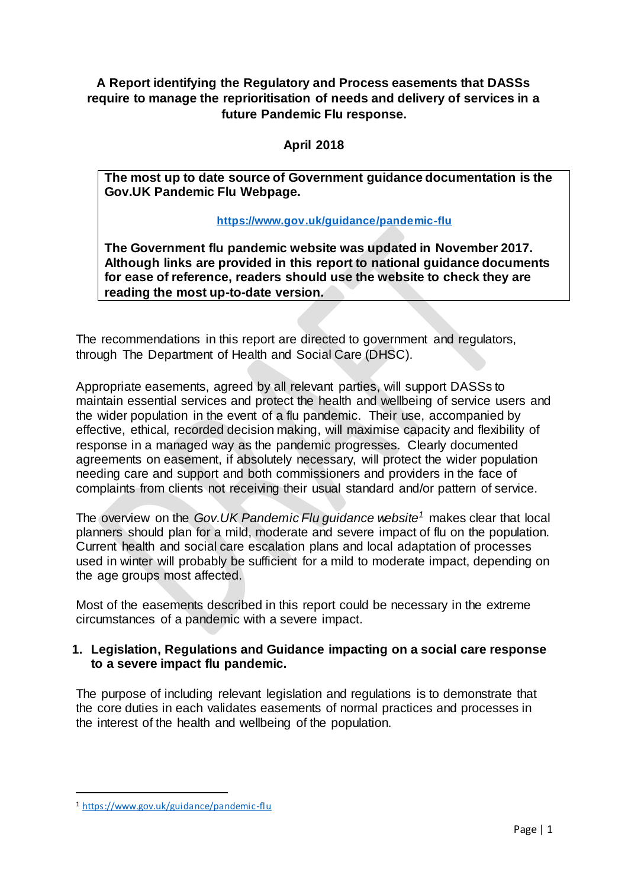# A Report identifying the Regulatory and Process easements that DASSs require to manage the reprioritisation of needs and delivery of services in a future Pandemic Flu response.

**April 2018**

> **The most up to date source of Government guidance documentation is the Gov.UK Pandemic Flu Webpage.**
>
> **https://www.gov.uk/guidance/pandemic-flu**
>
> **The Government flu pandemic website was updated in November 2017. Although links are provided in this report to national guidance documents for ease of reference, readers should use the website to check they are reading the most up-to-date version.**

The recommendations in this report are directed to government and regulators, through The Department of Health and Social Care (DHSC).

Appropriate easements, agreed by all relevant parties, will support DASSs to maintain essential services and protect the health and wellbeing of service users and the wider population in the event of a flu pandemic. Their use, accompanied by effective, ethical, recorded decision making, will maximise capacity and flexibility of response in a managed way as the pandemic progresses. Clearly documented agreements on easement, if absolutely necessary, will protect the wider population needing care and support and both commissioners and providers in the face of complaints from clients not receiving their usual standard and/or pattern of service.

The overview on the *Gov.UK Pandemic Flu guidance website*[1] makes clear that local planners should plan for a mild, moderate and severe impact of flu on the population. Current health and social care escalation plans and local adaptation of processes used in winter will probably be sufficient for a mild to moderate impact, depending on the age groups most affected.

Most of the easements described in this report could be necessary in the extreme circumstances of a pandemic with a severe impact.

## 1. Legislation, Regulations and Guidance impacting on a social care response to a severe impact flu pandemic.

The purpose of including relevant legislation and regulations is to demonstrate that the core duties in each validates easements of normal practices and processes in the interest of the health and wellbeing of the population.

---

[1] https://www.gov.uk/guidance/pandemic-flu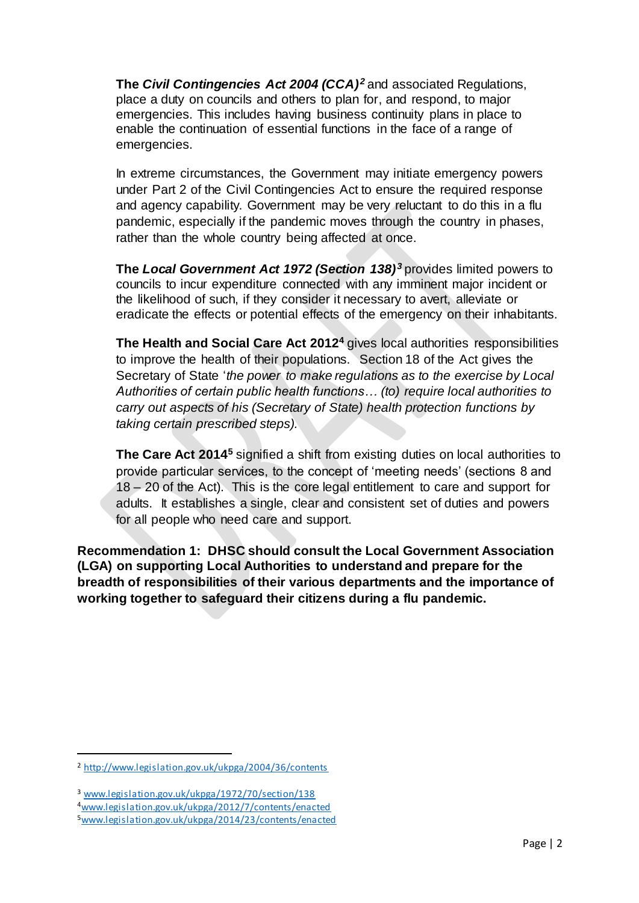**The *Civil Contingencies Act 2004 (CCA)*[2]** and associated Regulations, place a duty on councils and others to plan for, and respond, to major emergencies. This includes having business continuity plans in place to enable the continuation of essential functions in the face of a range of emergencies.

In extreme circumstances, the Government may initiate emergency powers under Part 2 of the Civil Contingencies Act to ensure the required response and agency capability. Government may be very reluctant to do this in a flu pandemic, especially if the pandemic moves through the country in phases, rather than the whole country being affected at once.

**The *Local Government Act 1972 (Section 138)*[3]** provides limited powers to councils to incur expenditure connected with any imminent major incident or the likelihood of such, if they consider it necessary to avert, alleviate or eradicate the effects or potential effects of the emergency on their inhabitants.

**The Health and Social Care Act 2012[4]** gives local authorities responsibilities to improve the health of their populations. Section 18 of the Act gives the Secretary of State '*the power to make regulations as to the exercise by Local Authorities of certain public health functions… (to) require local authorities to carry out aspects of his (Secretary of State) health protection functions by taking certain prescribed steps).*

**The Care Act 2014[5]** signified a shift from existing duties on local authorities to provide particular services, to the concept of 'meeting needs' (sections 8 and 18 – 20 of the Act). This is the core legal entitlement to care and support for adults. It establishes a single, clear and consistent set of duties and powers for all people who need care and support.

**Recommendation 1: DHSC should consult the Local Government Association (LGA) on supporting Local Authorities to understand and prepare for the breadth of responsibilities of their various departments and the importance of working together to safeguard their citizens during a flu pandemic.**

---

[2] http://www.legislation.gov.uk/ukpga/2004/36/contents

[3] www.legislation.gov.uk/ukpga/1972/70/section/138

[4] www.legislation.gov.uk/ukpga/2012/7/contents/enacted

[5] www.legislation.gov.uk/ukpga/2014/23/contents/enacted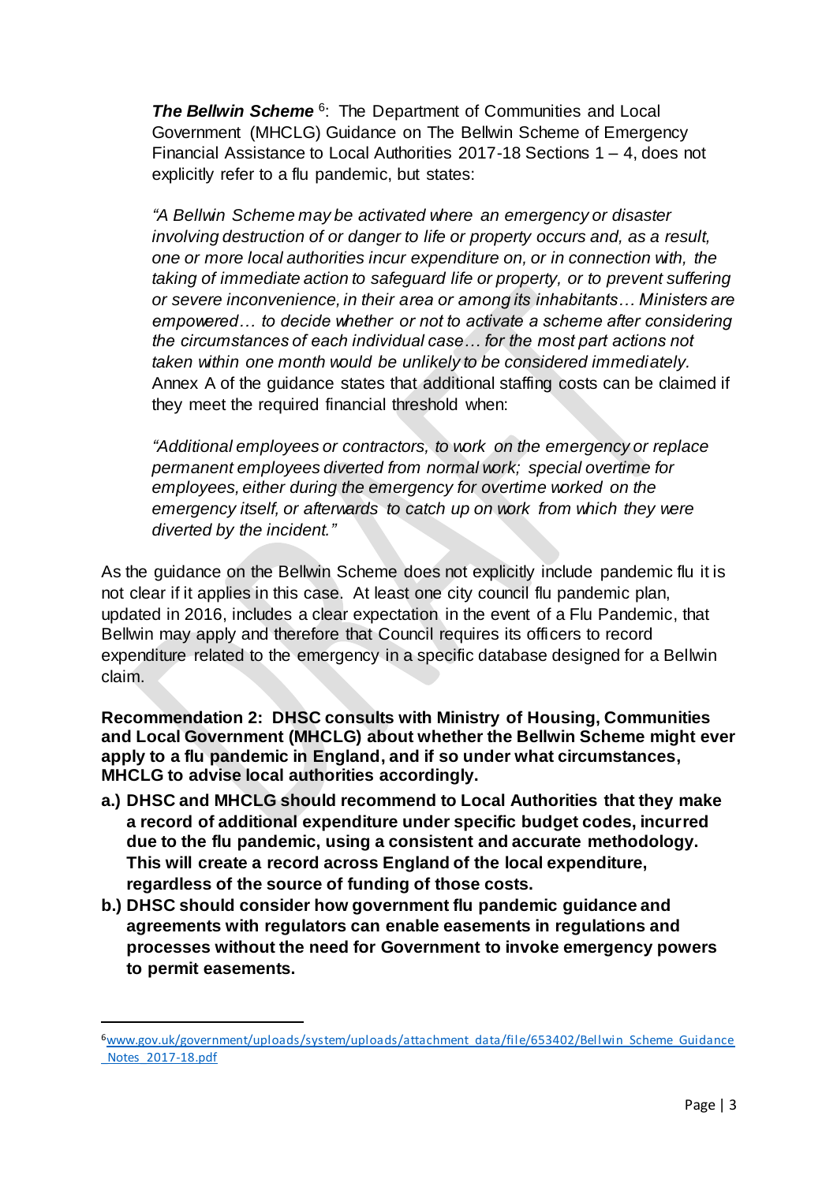***The Bellwin Scheme*** [6]: The Department of Communities and Local Government (MHCLG) Guidance on The Bellwin Scheme of Emergency Financial Assistance to Local Authorities 2017-18 Sections 1 – 4, does not explicitly refer to a flu pandemic, but states:

*"A Bellwin Scheme may be activated where an emergency or disaster involving destruction of or danger to life or property occurs and, as a result, one or more local authorities incur expenditure on, or in connection with, the taking of immediate action to safeguard life or property, or to prevent suffering or severe inconvenience, in their area or among its inhabitants… Ministers are empowered… to decide whether or not to activate a scheme after considering the circumstances of each individual case… for the most part actions not taken within one month would be unlikely to be considered immediately.* Annex A of the guidance states that additional staffing costs can be claimed if they meet the required financial threshold when:

*"Additional employees or contractors, to work on the emergency or replace permanent employees diverted from normal work; special overtime for employees, either during the emergency for overtime worked on the emergency itself, or afterwards to catch up on work from which they were diverted by the incident."*

As the guidance on the Bellwin Scheme does not explicitly include pandemic flu it is not clear if it applies in this case. At least one city council flu pandemic plan, updated in 2016, includes a clear expectation in the event of a Flu Pandemic, that Bellwin may apply and therefore that Council requires its officers to record expenditure related to the emergency in a specific database designed for a Bellwin claim.

**Recommendation 2: DHSC consults with Ministry of Housing, Communities and Local Government (MHCLG) about whether the Bellwin Scheme might ever apply to a flu pandemic in England, and if so under what circumstances, MHCLG to advise local authorities accordingly.**

- **a.) DHSC and MHCLG should recommend to Local Authorities that they make a record of additional expenditure under specific budget codes, incurred due to the flu pandemic, using a consistent and accurate methodology. This will create a record across England of the local expenditure, regardless of the source of funding of those costs.**
- **b.) DHSC should consider how government flu pandemic guidance and agreements with regulators can enable easements in regulations and processes without the need for Government to invoke emergency powers to permit easements.**

---

[6] www.gov.uk/government/uploads/system/uploads/attachment_data/file/653402/Bellwin_Scheme_Guidance_Notes_2017-18.pdf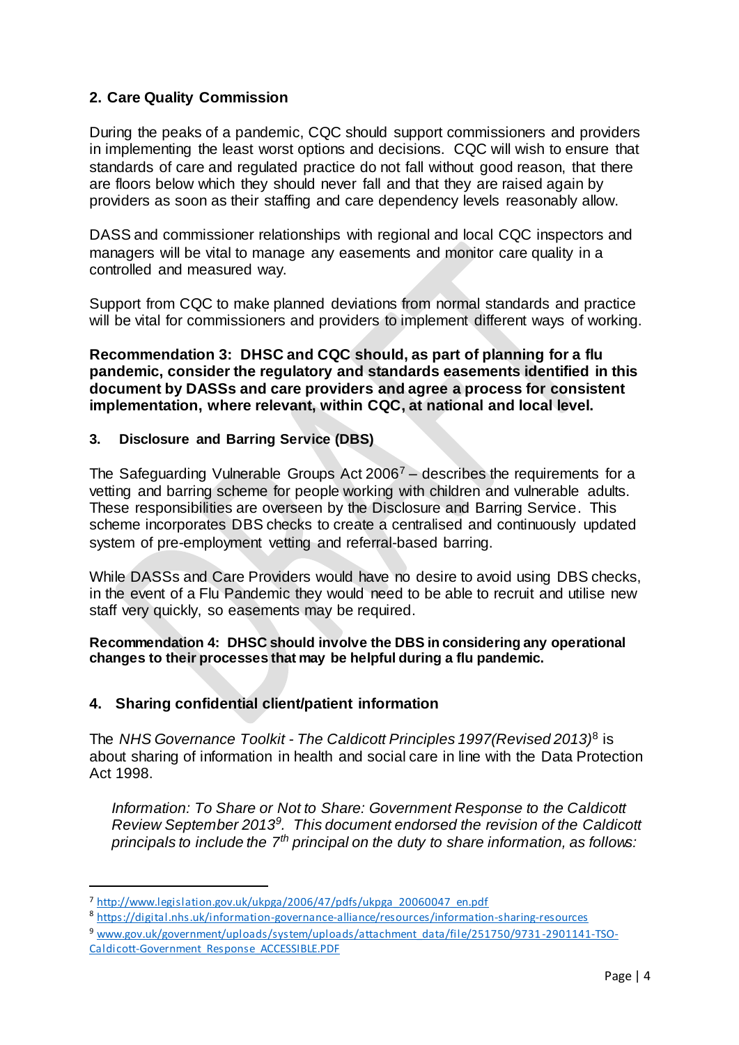## 2. Care Quality Commission

During the peaks of a pandemic, CQC should support commissioners and providers in implementing the least worst options and decisions. CQC will wish to ensure that standards of care and regulated practice do not fall without good reason, that there are floors below which they should never fall and that they are raised again by providers as soon as their staffing and care dependency levels reasonably allow.

DASS and commissioner relationships with regional and local CQC inspectors and managers will be vital to manage any easements and monitor care quality in a controlled and measured way.

Support from CQC to make planned deviations from normal standards and practice will be vital for commissioners and providers to implement different ways of working.

**Recommendation 3: DHSC and CQC should, as part of planning for a flu pandemic, consider the regulatory and standards easements identified in this document by DASSs and care providers and agree a process for consistent implementation, where relevant, within CQC, at national and local level.**

### 3. Disclosure and Barring Service (DBS)

The Safeguarding Vulnerable Groups Act 2006[7] – describes the requirements for a vetting and barring scheme for people working with children and vulnerable adults. These responsibilities are overseen by the Disclosure and Barring Service. This scheme incorporates DBS checks to create a centralised and continuously updated system of pre-employment vetting and referral-based barring.

While DASSs and Care Providers would have no desire to avoid using DBS checks, in the event of a Flu Pandemic they would need to be able to recruit and utilise new staff very quickly, so easements may be required.

**Recommendation 4: DHSC should involve the DBS in considering any operational changes to their processes that may be helpful during a flu pandemic.**

## 4. Sharing confidential client/patient information

The *NHS Governance Toolkit - The Caldicott Principles 1997(Revised 2013)*[8] is about sharing of information in health and social care in line with the Data Protection Act 1998.

> *Information: To Share or Not to Share: Government Response to the Caldicott Review September 2013[9]. This document endorsed the revision of the Caldicott principals to include the 7th principal on the duty to share information, as follows:*

---

[7] http://www.legislation.gov.uk/ukpga/2006/47/pdfs/ukpga_20060047_en.pdf

[8] https://digital.nhs.uk/information-governance-alliance/resources/information-sharing-resources

[9] www.gov.uk/government/uploads/system/uploads/attachment_data/file/251750/9731-2901141-TSO-Caldicott-Government_Response_ACCESSIBLE.PDF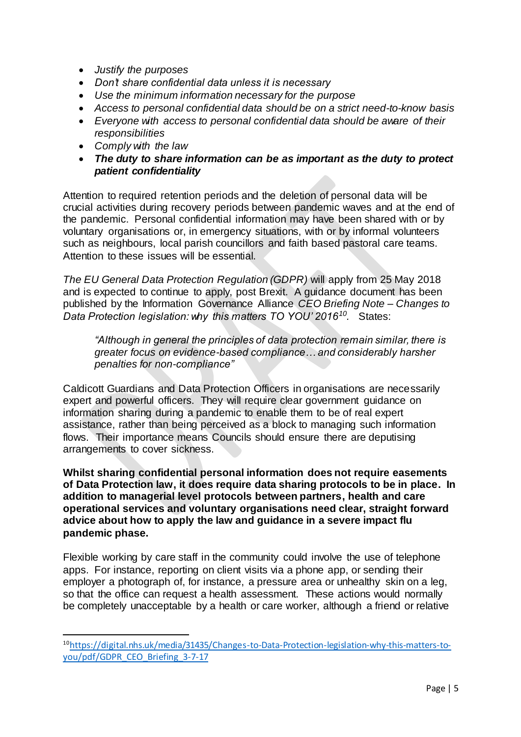- *Justify the purposes*
- *Don't share confidential data unless it is necessary*
- *Use the minimum information necessary for the purpose*
- *Access to personal confidential data should be on a strict need-to-know basis*
- *Everyone with access to personal confidential data should be aware of their responsibilities*
- *Comply with the law*
- ***The duty to share information can be as important as the duty to protect patient confidentiality***

Attention to required retention periods and the deletion of personal data will be crucial activities during recovery periods between pandemic waves and at the end of the pandemic. Personal confidential information may have been shared with or by voluntary organisations or, in emergency situations, with or by informal volunteers such as neighbours, local parish councillors and faith based pastoral care teams. Attention to these issues will be essential.

*The EU General Data Protection Regulation (GDPR)* will apply from 25 May 2018 and is expected to continue to apply, post Brexit. A guidance document has been published by the Information Governance Alliance *CEO Briefing Note – Changes to Data Protection legislation: why this matters TO YOU' 2016*[10]. States:

> *"Although in general the principles of data protection remain similar, there is greater focus on evidence-based compliance… and considerably harsher penalties for non-compliance"*

Caldicott Guardians and Data Protection Officers in organisations are necessarily expert and powerful officers. They will require clear government guidance on information sharing during a pandemic to enable them to be of real expert assistance, rather than being perceived as a block to managing such information flows. Their importance means Councils should ensure there are deputising arrangements to cover sickness.

**Whilst sharing confidential personal information does not require easements of Data Protection law, it does require data sharing protocols to be in place. In addition to managerial level protocols between partners, health and care operational services and voluntary organisations need clear, straight forward advice about how to apply the law and guidance in a severe impact flu pandemic phase.**

Flexible working by care staff in the community could involve the use of telephone apps. For instance, reporting on client visits via a phone app, or sending their employer a photograph of, for instance, a pressure area or unhealthy skin on a leg, so that the office can request a health assessment. These actions would normally be completely unacceptable by a health or care worker, although a friend or relative

---

[10] https://digital.nhs.uk/media/31435/Changes-to-Data-Protection-legislation-why-this-matters-to-you/pdf/GDPR_CEO_Briefing_3-7-17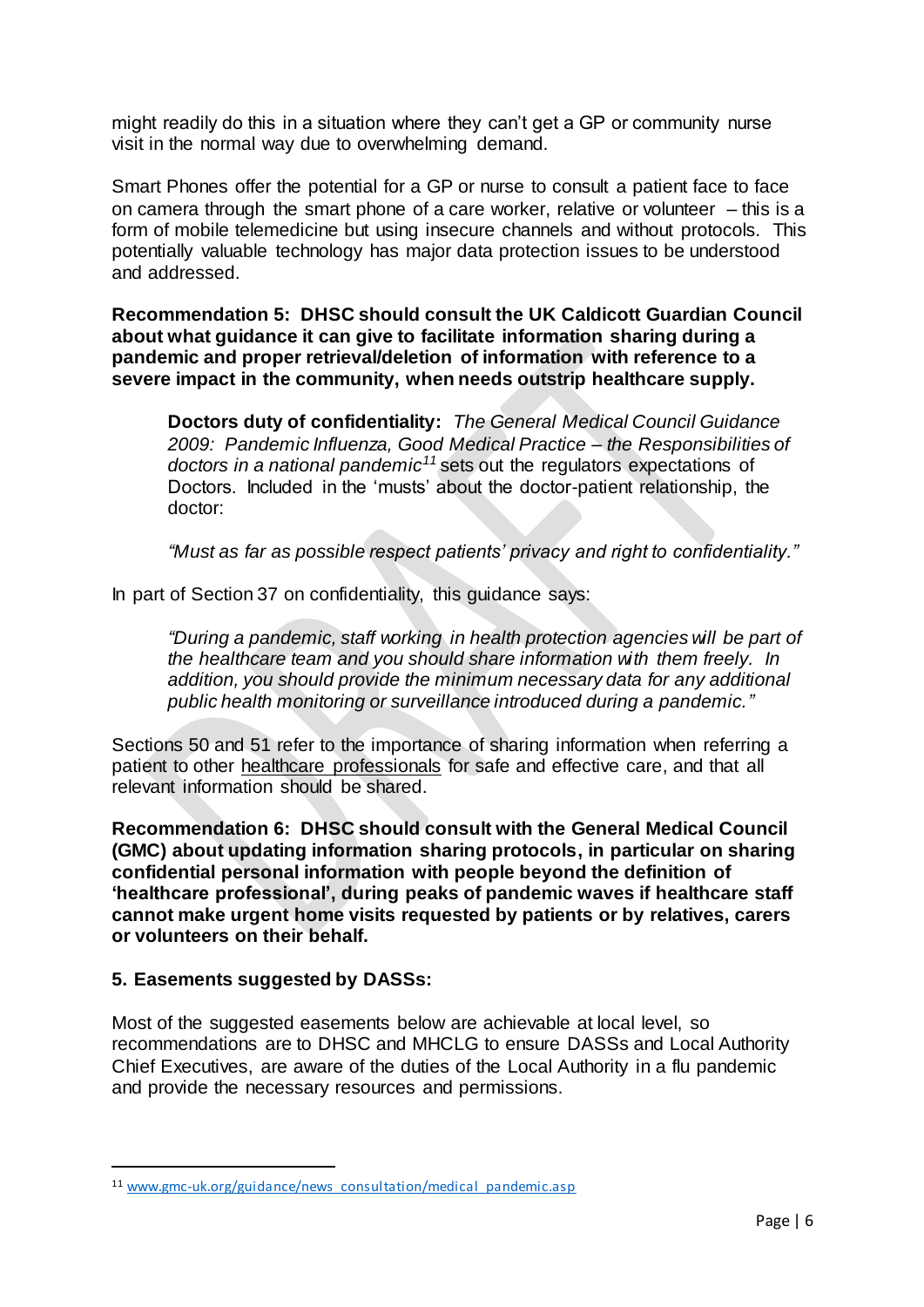might readily do this in a situation where they can't get a GP or community nurse visit in the normal way due to overwhelming demand.

Smart Phones offer the potential for a GP or nurse to consult a patient face to face on camera through the smart phone of a care worker, relative or volunteer – this is a form of mobile telemedicine but using insecure channels and without protocols. This potentially valuable technology has major data protection issues to be understood and addressed.

**Recommendation 5: DHSC should consult the UK Caldicott Guardian Council about what guidance it can give to facilitate information sharing during a pandemic and proper retrieval/deletion of information with reference to a severe impact in the community, when needs outstrip healthcare supply.**

> **Doctors duty of confidentiality:** *The General Medical Council Guidance 2009: Pandemic Influenza, Good Medical Practice – the Responsibilities of doctors in a national pandemic*[11] sets out the regulators expectations of Doctors. Included in the 'musts' about the doctor-patient relationship, the doctor:
>
> *"Must as far as possible respect patients' privacy and right to confidentiality."*

In part of Section 37 on confidentiality, this guidance says:

> *"During a pandemic, staff working in health protection agencies will be part of the healthcare team and you should share information with them freely. In addition, you should provide the minimum necessary data for any additional public health monitoring or surveillance introduced during a pandemic."*

Sections 50 and 51 refer to the importance of sharing information when referring a patient to other healthcare professionals for safe and effective care, and that all relevant information should be shared.

**Recommendation 6: DHSC should consult with the General Medical Council (GMC) about updating information sharing protocols, in particular on sharing confidential personal information with people beyond the definition of 'healthcare professional', during peaks of pandemic waves if healthcare staff cannot make urgent home visits requested by patients or by relatives, carers or volunteers on their behalf.**

## 5. Easements suggested by DASSs:

Most of the suggested easements below are achievable at local level, so recommendations are to DHSC and MHCLG to ensure DASSs and Local Authority Chief Executives, are aware of the duties of the Local Authority in a flu pandemic and provide the necessary resources and permissions.

---

[11] www.gmc-uk.org/guidance/news_consultation/medical_pandemic.asp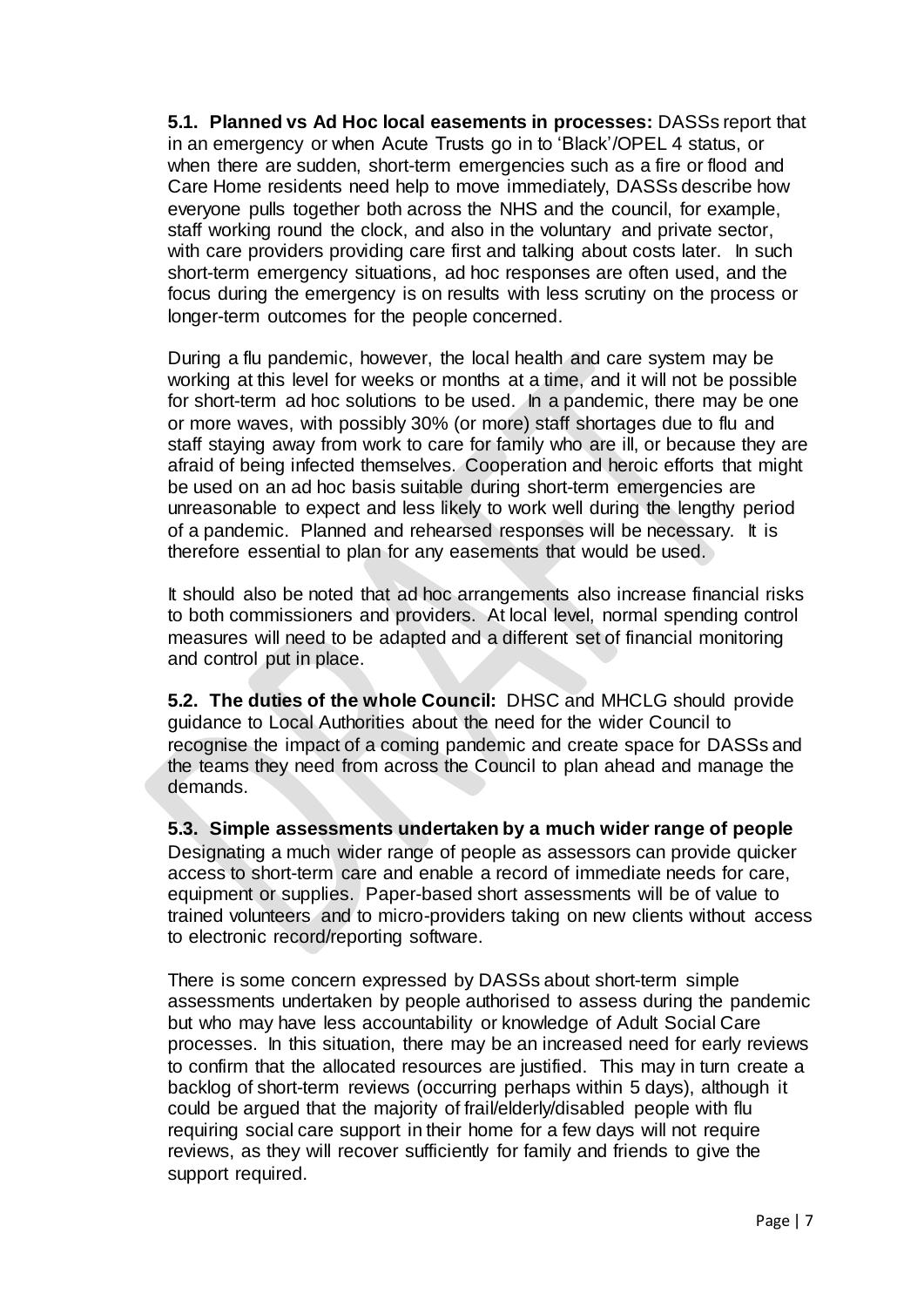**5.1. Planned vs Ad Hoc local easements in processes:** DASSs report that in an emergency or when Acute Trusts go in to 'Black'/OPEL 4 status, or when there are sudden, short-term emergencies such as a fire or flood and Care Home residents need help to move immediately, DASSs describe how everyone pulls together both across the NHS and the council, for example, staff working round the clock, and also in the voluntary and private sector, with care providers providing care first and talking about costs later. In such short-term emergency situations, ad hoc responses are often used, and the focus during the emergency is on results with less scrutiny on the process or longer-term outcomes for the people concerned.

During a flu pandemic, however, the local health and care system may be working at this level for weeks or months at a time, and it will not be possible for short-term ad hoc solutions to be used. In a pandemic, there may be one or more waves, with possibly 30% (or more) staff shortages due to flu and staff staying away from work to care for family who are ill, or because they are afraid of being infected themselves. Cooperation and heroic efforts that might be used on an ad hoc basis suitable during short-term emergencies are unreasonable to expect and less likely to work well during the lengthy period of a pandemic. Planned and rehearsed responses will be necessary. It is therefore essential to plan for any easements that would be used.

It should also be noted that ad hoc arrangements also increase financial risks to both commissioners and providers. At local level, normal spending control measures will need to be adapted and a different set of financial monitoring and control put in place.

**5.2. The duties of the whole Council:** DHSC and MHCLG should provide guidance to Local Authorities about the need for the wider Council to recognise the impact of a coming pandemic and create space for DASSs and the teams they need from across the Council to plan ahead and manage the demands.

**5.3. Simple assessments undertaken by a much wider range of people**

Designating a much wider range of people as assessors can provide quicker access to short-term care and enable a record of immediate needs for care, equipment or supplies. Paper-based short assessments will be of value to trained volunteers and to micro-providers taking on new clients without access to electronic record/reporting software.

There is some concern expressed by DASSs about short-term simple assessments undertaken by people authorised to assess during the pandemic but who may have less accountability or knowledge of Adult Social Care processes. In this situation, there may be an increased need for early reviews to confirm that the allocated resources are justified. This may in turn create a backlog of short-term reviews (occurring perhaps within 5 days), although it could be argued that the majority of frail/elderly/disabled people with flu requiring social care support in their home for a few days will not require reviews, as they will recover sufficiently for family and friends to give the support required.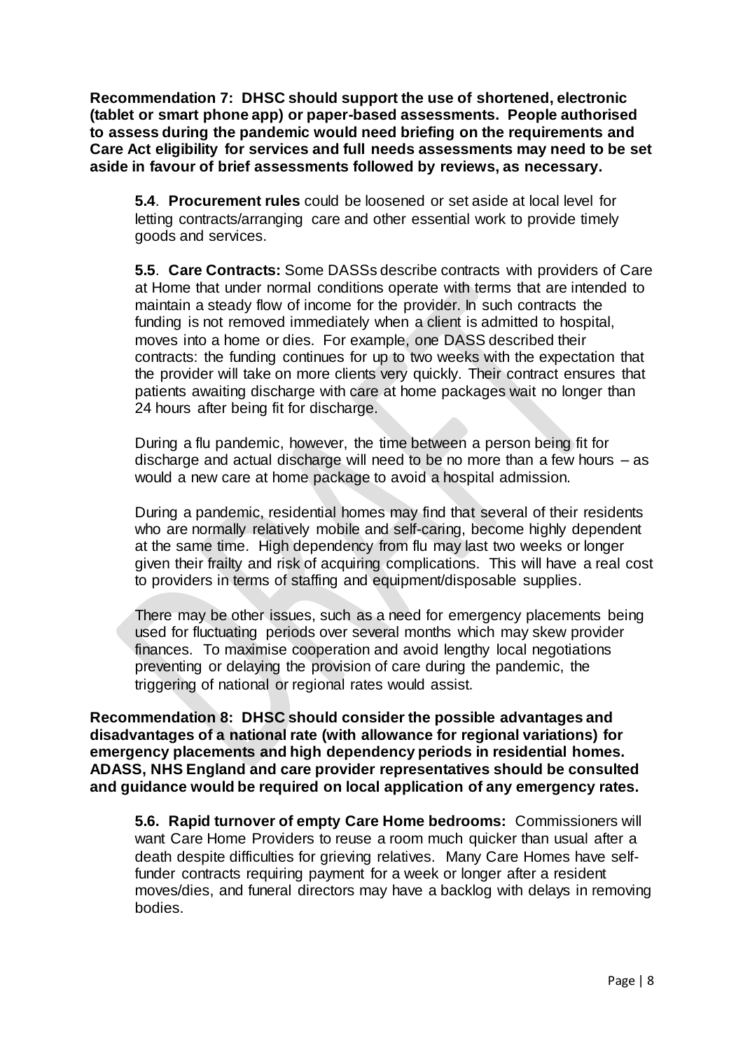**Recommendation 7: DHSC should support the use of shortened, electronic (tablet or smart phone app) or paper-based assessments. People authorised to assess during the pandemic would need briefing on the requirements and Care Act eligibility for services and full needs assessments may need to be set aside in favour of brief assessments followed by reviews, as necessary.**

**5.4**. **Procurement rules** could be loosened or set aside at local level for letting contracts/arranging care and other essential work to provide timely goods and services.

**5.5**. **Care Contracts:** Some DASSs describe contracts with providers of Care at Home that under normal conditions operate with terms that are intended to maintain a steady flow of income for the provider. In such contracts the funding is not removed immediately when a client is admitted to hospital, moves into a home or dies. For example, one DASS described their contracts: the funding continues for up to two weeks with the expectation that the provider will take on more clients very quickly. Their contract ensures that patients awaiting discharge with care at home packages wait no longer than 24 hours after being fit for discharge.

During a flu pandemic, however, the time between a person being fit for discharge and actual discharge will need to be no more than a few hours – as would a new care at home package to avoid a hospital admission.

During a pandemic, residential homes may find that several of their residents who are normally relatively mobile and self-caring, become highly dependent at the same time. High dependency from flu may last two weeks or longer given their frailty and risk of acquiring complications. This will have a real cost to providers in terms of staffing and equipment/disposable supplies.

There may be other issues, such as a need for emergency placements being used for fluctuating periods over several months which may skew provider finances. To maximise cooperation and avoid lengthy local negotiations preventing or delaying the provision of care during the pandemic, the triggering of national or regional rates would assist.

**Recommendation 8: DHSC should consider the possible advantages and disadvantages of a national rate (with allowance for regional variations) for emergency placements and high dependency periods in residential homes. ADASS, NHS England and care provider representatives should be consulted and guidance would be required on local application of any emergency rates.**

**5.6. Rapid turnover of empty Care Home bedrooms:** Commissioners will want Care Home Providers to reuse a room much quicker than usual after a death despite difficulties for grieving relatives. Many Care Homes have self-funder contracts requiring payment for a week or longer after a resident moves/dies, and funeral directors may have a backlog with delays in removing bodies.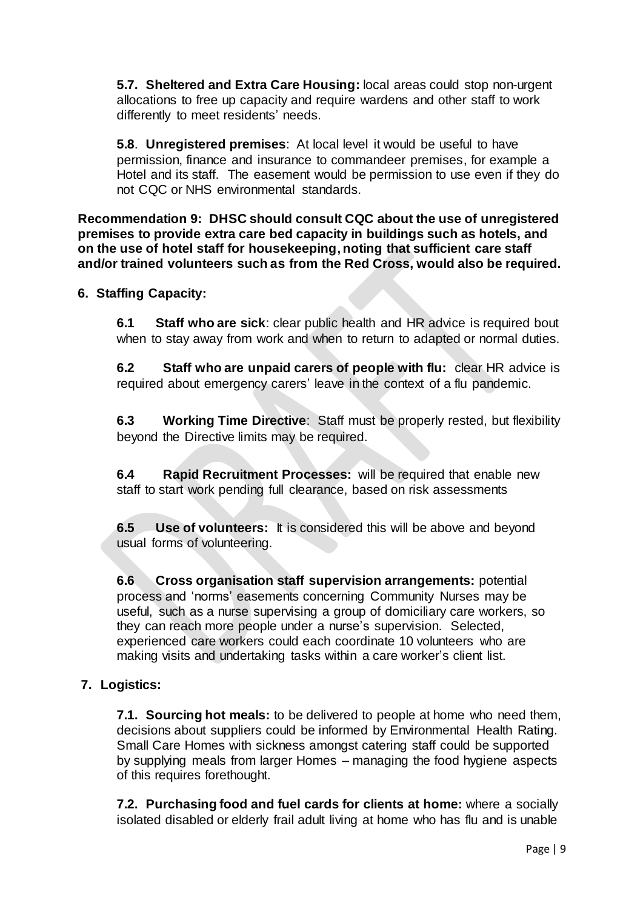**5.7. Sheltered and Extra Care Housing:** local areas could stop non-urgent allocations to free up capacity and require wardens and other staff to work differently to meet residents' needs.

**5.8**. **Unregistered premises**: At local level it would be useful to have permission, finance and insurance to commandeer premises, for example a Hotel and its staff. The easement would be permission to use even if they do not CQC or NHS environmental standards.

**Recommendation 9: DHSC should consult CQC about the use of unregistered premises to provide extra care bed capacity in buildings such as hotels, and on the use of hotel staff for housekeeping, noting that sufficient care staff and/or trained volunteers such as from the Red Cross, would also be required.**

**6. Staffing Capacity:**

**6.1 Staff who are sick**: clear public health and HR advice is required bout when to stay away from work and when to return to adapted or normal duties.

**6.2 Staff who are unpaid carers of people with flu:** clear HR advice is required about emergency carers' leave in the context of a flu pandemic.

**6.3 Working Time Directive**: Staff must be properly rested, but flexibility beyond the Directive limits may be required.

**6.4 Rapid Recruitment Processes:** will be required that enable new staff to start work pending full clearance, based on risk assessments

**6.5 Use of volunteers:** It is considered this will be above and beyond usual forms of volunteering.

**6.6 Cross organisation staff supervision arrangements:** potential process and 'norms' easements concerning Community Nurses may be useful, such as a nurse supervising a group of domiciliary care workers, so they can reach more people under a nurse's supervision. Selected, experienced care workers could each coordinate 10 volunteers who are making visits and undertaking tasks within a care worker's client list.

**7. Logistics:**

**7.1. Sourcing hot meals:** to be delivered to people at home who need them, decisions about suppliers could be informed by Environmental Health Rating. Small Care Homes with sickness amongst catering staff could be supported by supplying meals from larger Homes – managing the food hygiene aspects of this requires forethought.

**7.2. Purchasing food and fuel cards for clients at home:** where a socially isolated disabled or elderly frail adult living at home who has flu and is unable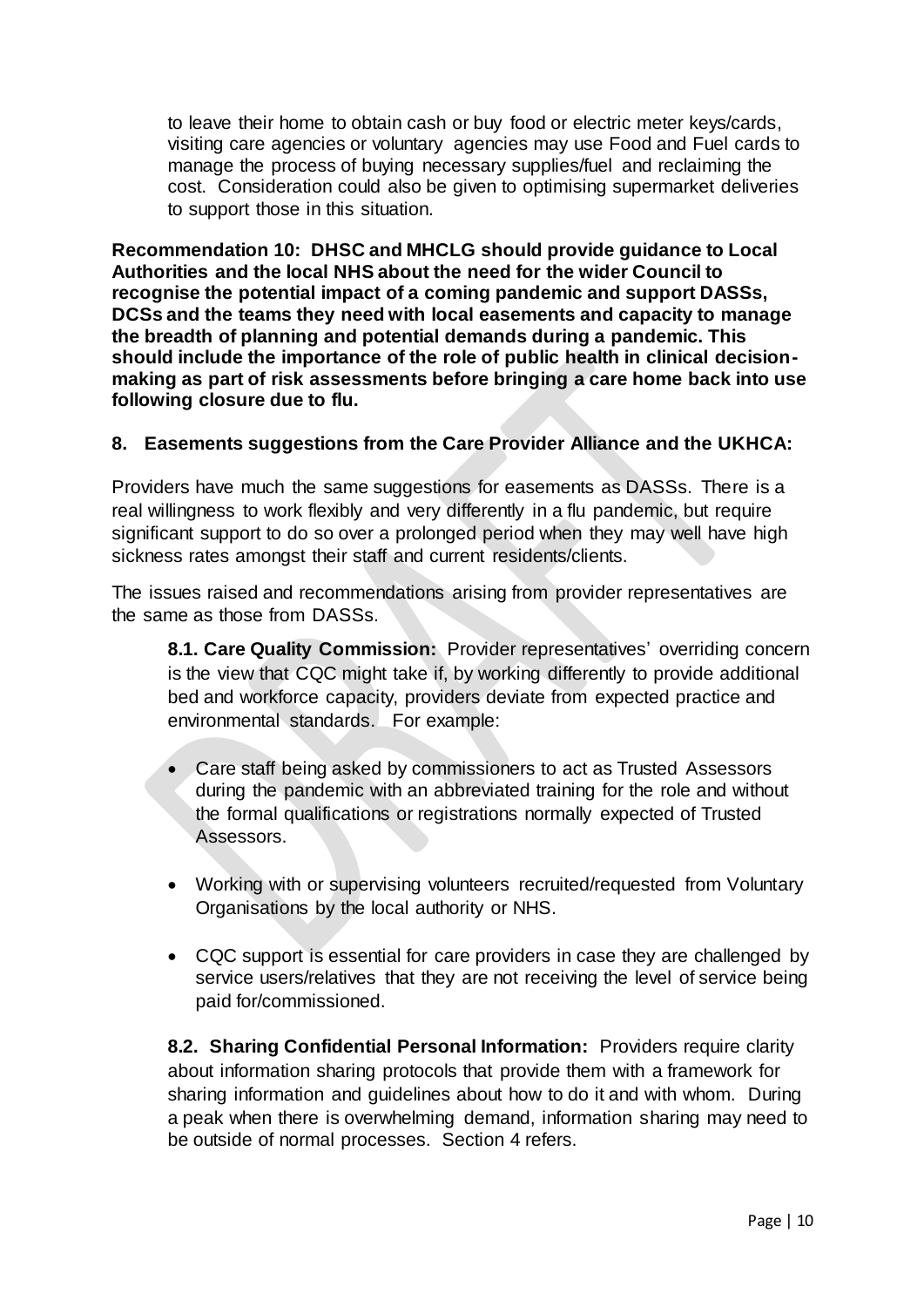to leave their home to obtain cash or buy food or electric meter keys/cards, visiting care agencies or voluntary agencies may use Food and Fuel cards to manage the process of buying necessary supplies/fuel and reclaiming the cost. Consideration could also be given to optimising supermarket deliveries to support those in this situation.

**Recommendation 10: DHSC and MHCLG should provide guidance to Local Authorities and the local NHS about the need for the wider Council to recognise the potential impact of a coming pandemic and support DASSs, DCSs and the teams they need with local easements and capacity to manage the breadth of planning and potential demands during a pandemic. This should include the importance of the role of public health in clinical decision-making as part of risk assessments before bringing a care home back into use following closure due to flu.**

## 8. Easements suggestions from the Care Provider Alliance and the UKHCA:

Providers have much the same suggestions for easements as DASSs. There is a real willingness to work flexibly and very differently in a flu pandemic, but require significant support to do so over a prolonged period when they may well have high sickness rates amongst their staff and current residents/clients.

The issues raised and recommendations arising from provider representatives are the same as those from DASSs.

**8.1. Care Quality Commission:** Provider representatives' overriding concern is the view that CQC might take if, by working differently to provide additional bed and workforce capacity, providers deviate from expected practice and environmental standards. For example:

- Care staff being asked by commissioners to act as Trusted Assessors during the pandemic with an abbreviated training for the role and without the formal qualifications or registrations normally expected of Trusted Assessors.
- Working with or supervising volunteers recruited/requested from Voluntary Organisations by the local authority or NHS.
- CQC support is essential for care providers in case they are challenged by service users/relatives that they are not receiving the level of service being paid for/commissioned.

**8.2. Sharing Confidential Personal Information:** Providers require clarity about information sharing protocols that provide them with a framework for sharing information and guidelines about how to do it and with whom. During a peak when there is overwhelming demand, information sharing may need to be outside of normal processes. Section 4 refers.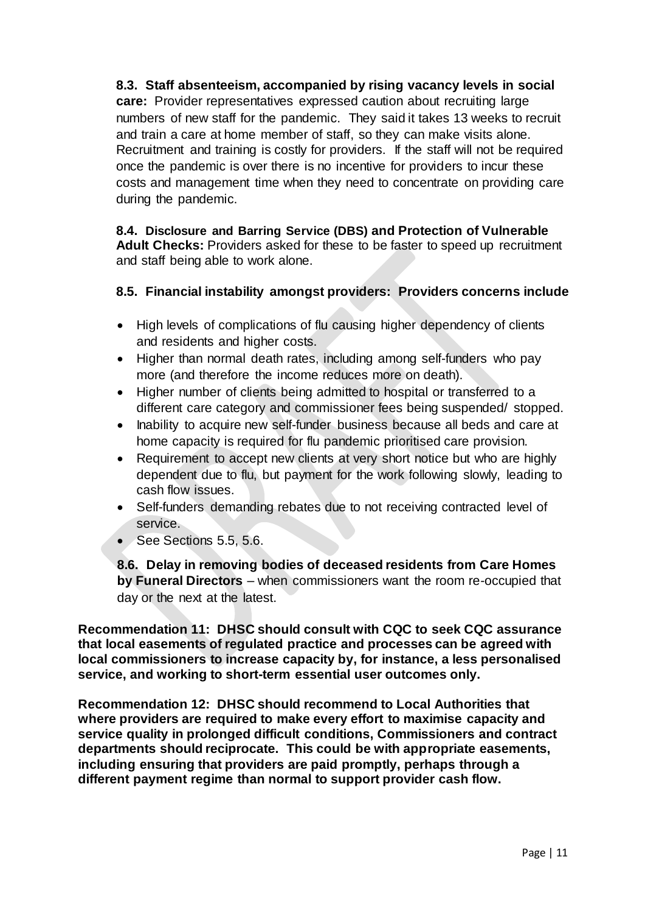**8.3. Staff absenteeism, accompanied by rising vacancy levels in social care:** Provider representatives expressed caution about recruiting large numbers of new staff for the pandemic. They said it takes 13 weeks to recruit and train a care at home member of staff, so they can make visits alone. Recruitment and training is costly for providers. If the staff will not be required once the pandemic is over there is no incentive for providers to incur these costs and management time when they need to concentrate on providing care during the pandemic.

**8.4. Disclosure and Barring Service (DBS) and Protection of Vulnerable Adult Checks:** Providers asked for these to be faster to speed up recruitment and staff being able to work alone.

**8.5. Financial instability amongst providers: Providers concerns include**

- High levels of complications of flu causing higher dependency of clients and residents and higher costs.
- Higher than normal death rates, including among self-funders who pay more (and therefore the income reduces more on death).
- Higher number of clients being admitted to hospital or transferred to a different care category and commissioner fees being suspended/ stopped.
- Inability to acquire new self-funder business because all beds and care at home capacity is required for flu pandemic prioritised care provision.
- Requirement to accept new clients at very short notice but who are highly dependent due to flu, but payment for the work following slowly, leading to cash flow issues.
- Self-funders demanding rebates due to not receiving contracted level of service.
- See Sections 5.5, 5.6.

**8.6. Delay in removing bodies of deceased residents from Care Homes by Funeral Directors** – when commissioners want the room re-occupied that day or the next at the latest.

**Recommendation 11: DHSC should consult with CQC to seek CQC assurance that local easements of regulated practice and processes can be agreed with local commissioners to increase capacity by, for instance, a less personalised service, and working to short-term essential user outcomes only.**

**Recommendation 12: DHSC should recommend to Local Authorities that where providers are required to make every effort to maximise capacity and service quality in prolonged difficult conditions, Commissioners and contract departments should reciprocate. This could be with appropriate easements, including ensuring that providers are paid promptly, perhaps through a different payment regime than normal to support provider cash flow.**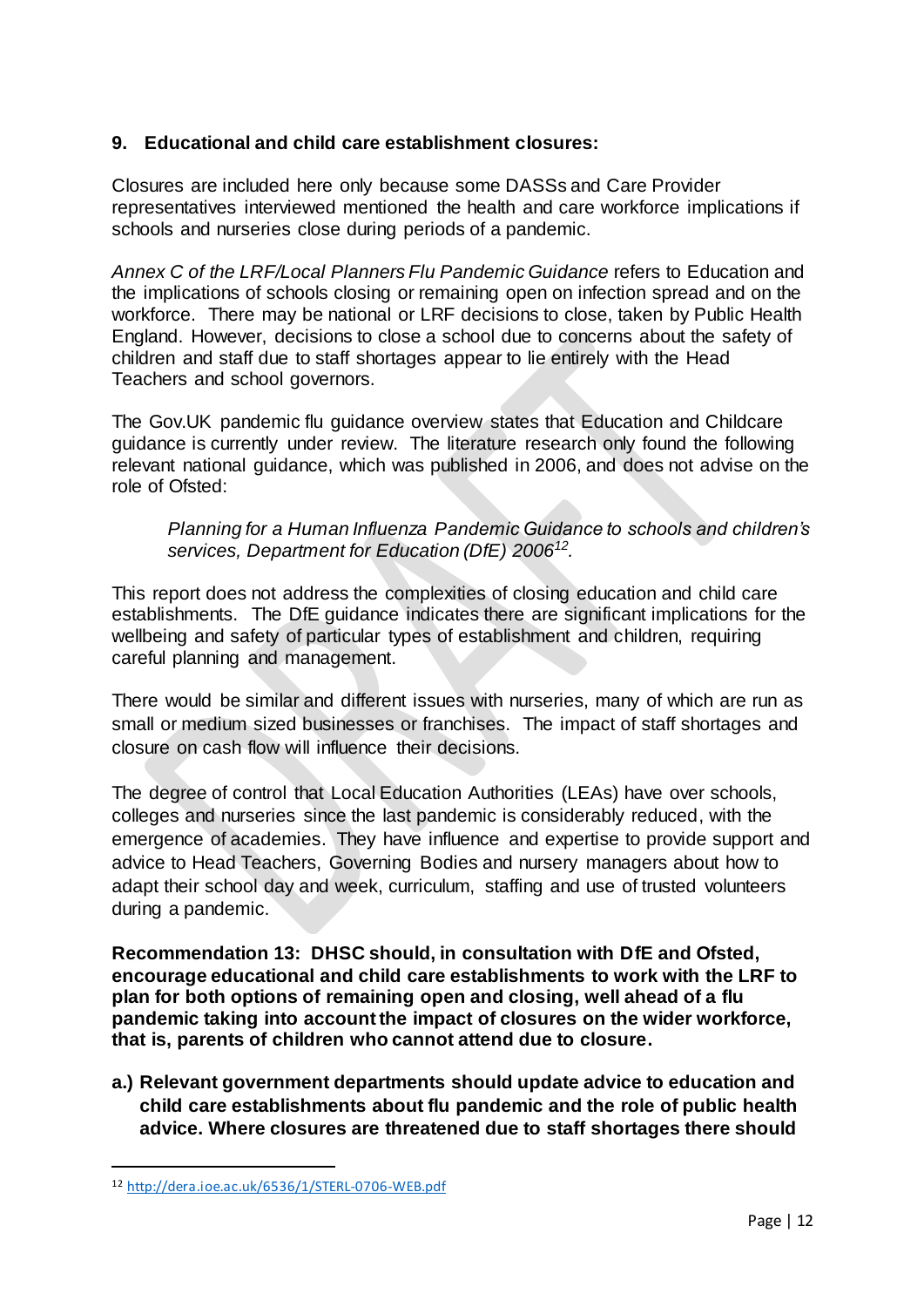## 9. Educational and child care establishment closures:

Closures are included here only because some DASSs and Care Provider representatives interviewed mentioned the health and care workforce implications if schools and nurseries close during periods of a pandemic.

*Annex C of the LRF/Local Planners Flu Pandemic Guidance* refers to Education and the implications of schools closing or remaining open on infection spread and on the workforce. There may be national or LRF decisions to close, taken by Public Health England. However, decisions to close a school due to concerns about the safety of children and staff due to staff shortages appear to lie entirely with the Head Teachers and school governors.

The Gov.UK pandemic flu guidance overview states that Education and Childcare guidance is currently under review. The literature research only found the following relevant national guidance, which was published in 2006, and does not advise on the role of Ofsted:

> *Planning for a Human Influenza Pandemic Guidance to schools and children's services, Department for Education (DfE) 2006*[12].

This report does not address the complexities of closing education and child care establishments. The DfE guidance indicates there are significant implications for the wellbeing and safety of particular types of establishment and children, requiring careful planning and management.

There would be similar and different issues with nurseries, many of which are run as small or medium sized businesses or franchises. The impact of staff shortages and closure on cash flow will influence their decisions.

The degree of control that Local Education Authorities (LEAs) have over schools, colleges and nurseries since the last pandemic is considerably reduced, with the emergence of academies. They have influence and expertise to provide support and advice to Head Teachers, Governing Bodies and nursery managers about how to adapt their school day and week, curriculum, staffing and use of trusted volunteers during a pandemic.

**Recommendation 13: DHSC should, in consultation with DfE and Ofsted, encourage educational and child care establishments to work with the LRF to plan for both options of remaining open and closing, well ahead of a flu pandemic taking into account the impact of closures on the wider workforce, that is, parents of children who cannot attend due to closure.**

**a.) Relevant government departments should update advice to education and child care establishments about flu pandemic and the role of public health advice. Where closures are threatened due to staff shortages there should**

---

[12] http://dera.ioe.ac.uk/6536/1/STERL-0706-WEB.pdf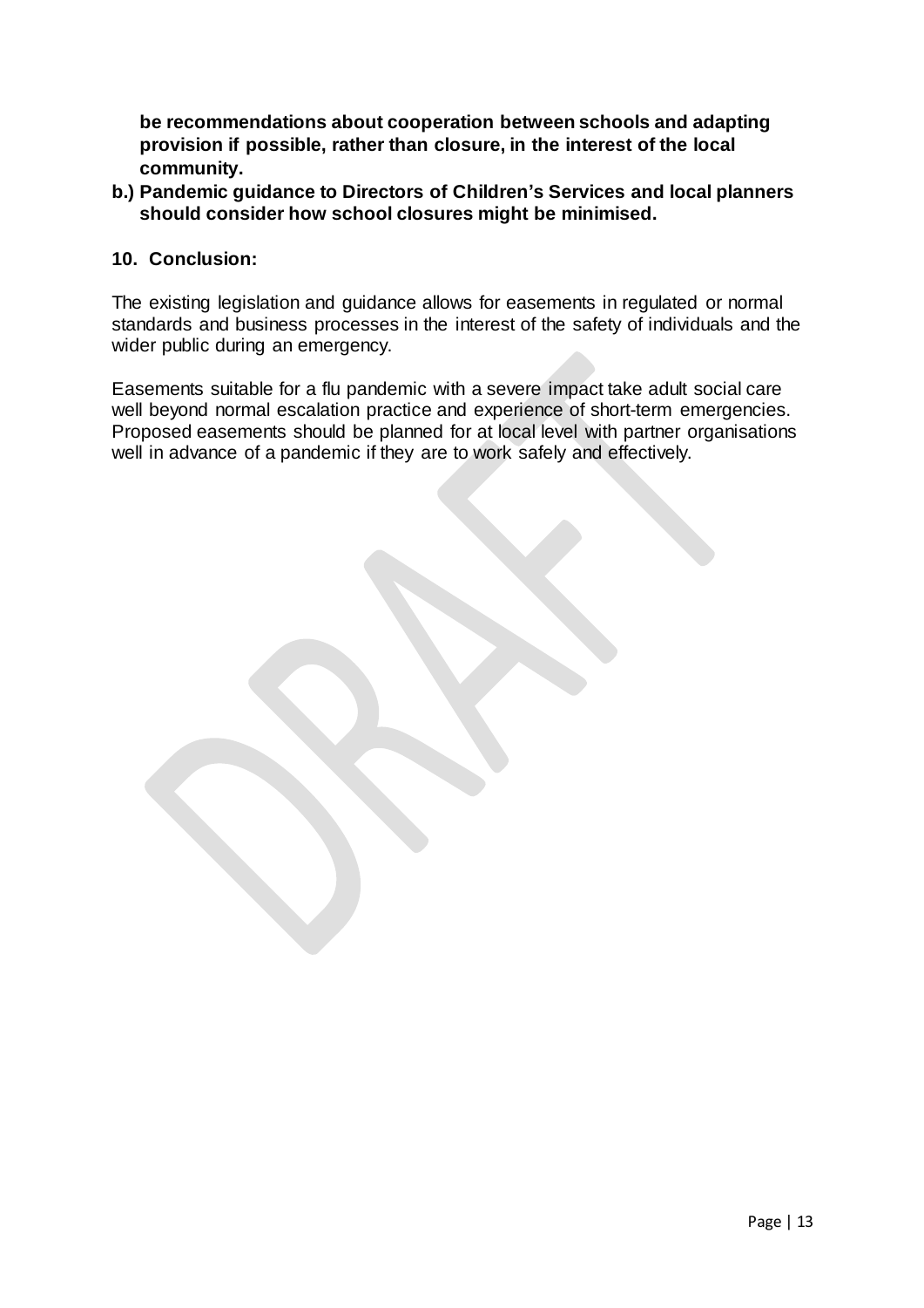**be recommendations about cooperation between schools and adapting provision if possible, rather than closure, in the interest of the local community.**

**b.) Pandemic guidance to Directors of Children's Services and local planners should consider how school closures might be minimised.**

## 10. Conclusion:

The existing legislation and guidance allows for easements in regulated or normal standards and business processes in the interest of the safety of individuals and the wider public during an emergency.

Easements suitable for a flu pandemic with a severe impact take adult social care well beyond normal escalation practice and experience of short-term emergencies. Proposed easements should be planned for at local level with partner organisations well in advance of a pandemic if they are to work safely and effectively.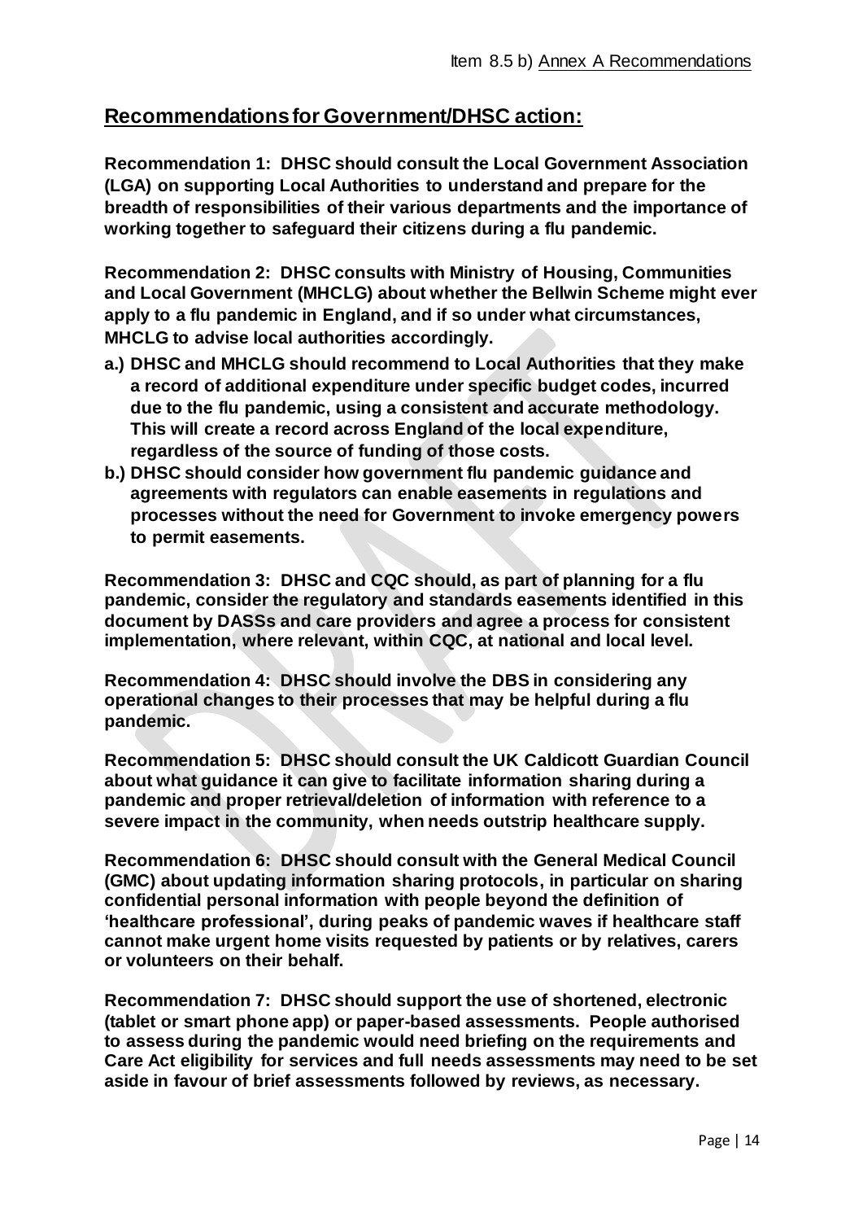## Recommendations for Government/DHSC action:

**Recommendation 1: DHSC should consult the Local Government Association (LGA) on supporting Local Authorities to understand and prepare for the breadth of responsibilities of their various departments and the importance of working together to safeguard their citizens during a flu pandemic.**

**Recommendation 2: DHSC consults with Ministry of Housing, Communities and Local Government (MHCLG) about whether the Bellwin Scheme might ever apply to a flu pandemic in England, and if so under what circumstances, MHCLG to advise local authorities accordingly.**

- **a.) DHSC and MHCLG should recommend to Local Authorities that they make a record of additional expenditure under specific budget codes, incurred due to the flu pandemic, using a consistent and accurate methodology. This will create a record across England of the local expenditure, regardless of the source of funding of those costs.**
- **b.) DHSC should consider how government flu pandemic guidance and agreements with regulators can enable easements in regulations and processes without the need for Government to invoke emergency powers to permit easements.**

**Recommendation 3: DHSC and CQC should, as part of planning for a flu pandemic, consider the regulatory and standards easements identified in this document by DASSs and care providers and agree a process for consistent implementation, where relevant, within CQC, at national and local level.**

**Recommendation 4: DHSC should involve the DBS in considering any operational changes to their processes that may be helpful during a flu pandemic.**

**Recommendation 5: DHSC should consult the UK Caldicott Guardian Council about what guidance it can give to facilitate information sharing during a pandemic and proper retrieval/deletion of information with reference to a severe impact in the community, when needs outstrip healthcare supply.**

**Recommendation 6: DHSC should consult with the General Medical Council (GMC) about updating information sharing protocols, in particular on sharing confidential personal information with people beyond the definition of 'healthcare professional', during peaks of pandemic waves if healthcare staff cannot make urgent home visits requested by patients or by relatives, carers or volunteers on their behalf.**

**Recommendation 7: DHSC should support the use of shortened, electronic (tablet or smart phone app) or paper-based assessments. People authorised to assess during the pandemic would need briefing on the requirements and Care Act eligibility for services and full needs assessments may need to be set aside in favour of brief assessments followed by reviews, as necessary.**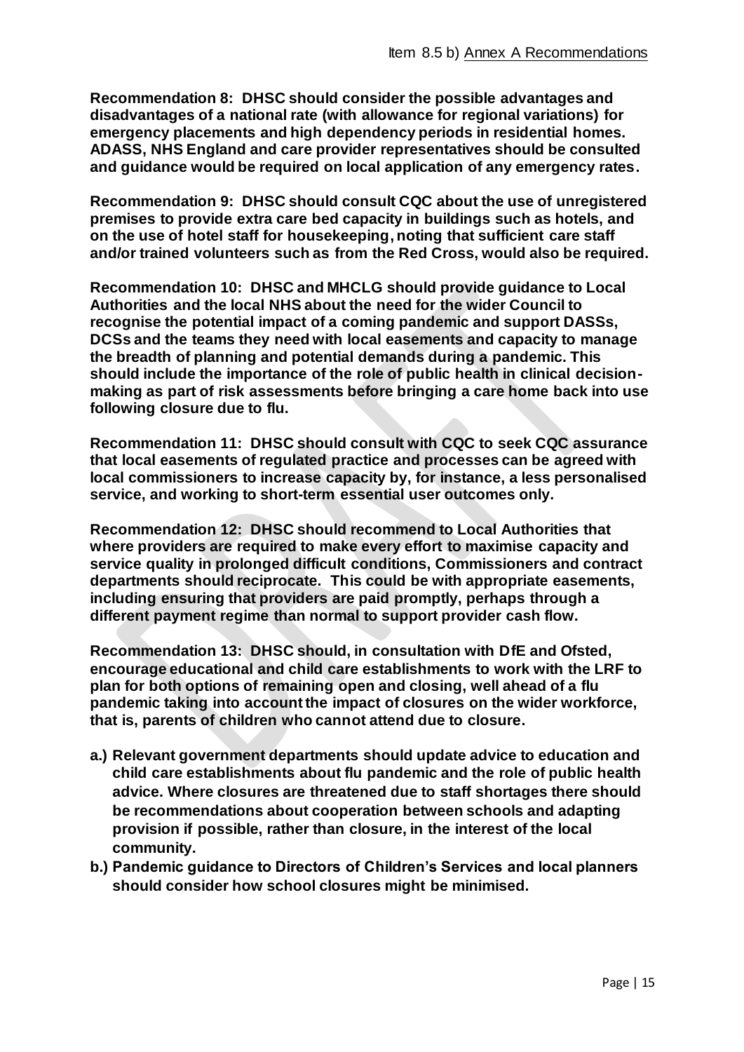**Recommendation 8: DHSC should consider the possible advantages and disadvantages of a national rate (with allowance for regional variations) for emergency placements and high dependency periods in residential homes. ADASS, NHS England and care provider representatives should be consulted and guidance would be required on local application of any emergency rates.**

**Recommendation 9: DHSC should consult CQC about the use of unregistered premises to provide extra care bed capacity in buildings such as hotels, and on the use of hotel staff for housekeeping, noting that sufficient care staff and/or trained volunteers such as from the Red Cross, would also be required.**

**Recommendation 10: DHSC and MHCLG should provide guidance to Local Authorities and the local NHS about the need for the wider Council to recognise the potential impact of a coming pandemic and support DASSs, DCSs and the teams they need with local easements and capacity to manage the breadth of planning and potential demands during a pandemic. This should include the importance of the role of public health in clinical decision-making as part of risk assessments before bringing a care home back into use following closure due to flu.**

**Recommendation 11: DHSC should consult with CQC to seek CQC assurance that local easements of regulated practice and processes can be agreed with local commissioners to increase capacity by, for instance, a less personalised service, and working to short-term essential user outcomes only.**

**Recommendation 12: DHSC should recommend to Local Authorities that where providers are required to make every effort to maximise capacity and service quality in prolonged difficult conditions, Commissioners and contract departments should reciprocate. This could be with appropriate easements, including ensuring that providers are paid promptly, perhaps through a different payment regime than normal to support provider cash flow.**

**Recommendation 13: DHSC should, in consultation with DfE and Ofsted, encourage educational and child care establishments to work with the LRF to plan for both options of remaining open and closing, well ahead of a flu pandemic taking into account the impact of closures on the wider workforce, that is, parents of children who cannot attend due to closure.**

- **a.) Relevant government departments should update advice to education and child care establishments about flu pandemic and the role of public health advice. Where closures are threatened due to staff shortages there should be recommendations about cooperation between schools and adapting provision if possible, rather than closure, in the interest of the local community.**
- **b.) Pandemic guidance to Directors of Children's Services and local planners should consider how school closures might be minimised.**